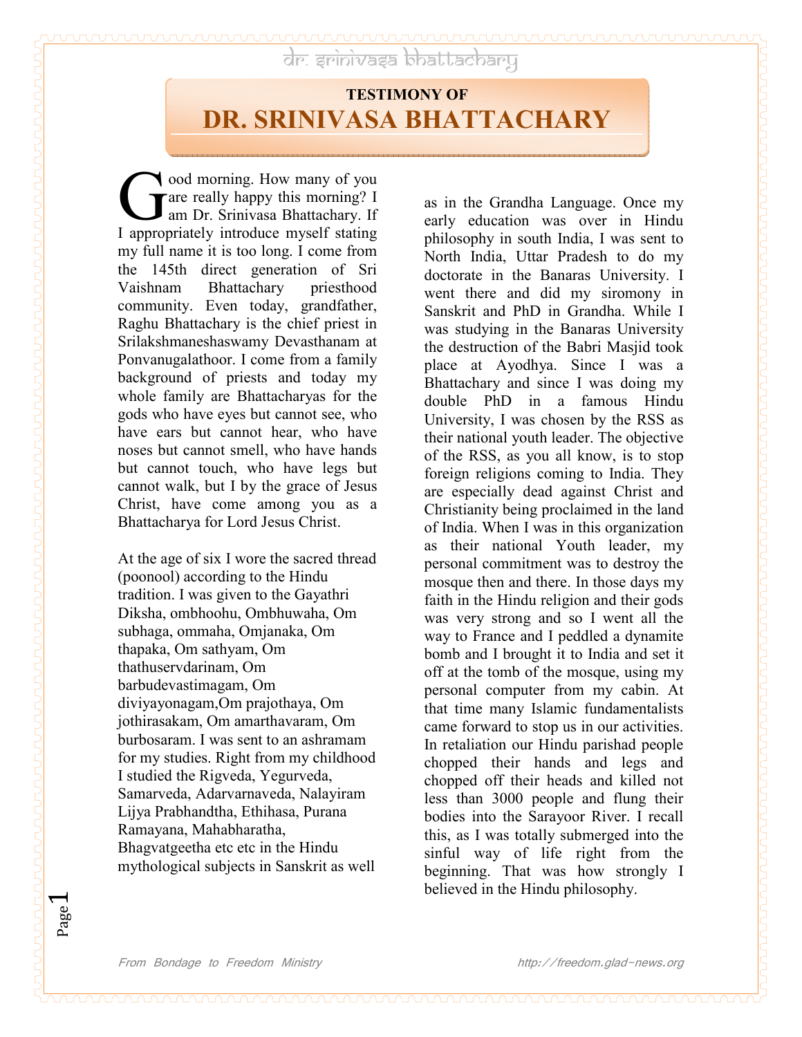# TESTIMONY OF
# DR. SRINIVASA BHATTACHARY

Good morning. How many of you are really happy this morning? I am Dr. Srinivasa Bhattachary. If I appropriately introduce myself stating my full name it is too long. I come from the 145th direct generation of Sri Vaishnam Bhattachary priesthood community. Even today, grandfather, Raghu Bhattachary is the chief priest in Srilakshmaneshaswamy Devasthanam at Ponvanugalathoor. I come from a family background of priests and today my whole family are Bhattacharyas for the gods who have eyes but cannot see, who have ears but cannot hear, who have noses but cannot smell, who have hands but cannot touch, who have legs but cannot walk, but I by the grace of Jesus Christ, have come among you as a Bhattacharya for Lord Jesus Christ.

At the age of six I wore the sacred thread (poonool) according to the Hindu tradition. I was given to the Gayathri Diksha, ombhoohu, Ombhuwaha, Om subhaga, ommaha, Omjanaka, Om thapaka, Om sathyam, Om thathuservdarinam, Om barbudevastimagam, Om diviyayonagam,Om prajothaya, Om jothirasakam, Om amarthavaram, Om burbosaram. I was sent to an ashramam for my studies. Right from my childhood I studied the Rigveda, Yegurveda, Samarveda, Adarvarnaveda, Nalayiram Lijya Prabhandtha, Ethihasa, Purana Ramayana, Mahabharatha, Bhagvatgeetha etc etc in the Hindu mythological subjects in Sanskrit as well as in the Grandha Language. Once my early education was over in Hindu philosophy in south India, I was sent to North India, Uttar Pradesh to do my doctorate in the Banaras University. I went there and did my siromony in Sanskrit and PhD in Grandha. While I was studying in the Banaras University the destruction of the Babri Masjid took place at Ayodhya. Since I was a Bhattachary and since I was doing my double PhD in a famous Hindu University, I was chosen by the RSS as their national youth leader. The objective of the RSS, as you all know, is to stop foreign religions coming to India. They are especially dead against Christ and Christianity being proclaimed in the land of India. When I was in this organization as their national Youth leader, my personal commitment was to destroy the mosque then and there. In those days my faith in the Hindu religion and their gods was very strong and so I went all the way to France and I peddled a dynamite bomb and I brought it to India and set it off at the tomb of the mosque, using my personal computer from my cabin. At that time many Islamic fundamentalists came forward to stop us in our activities. In retaliation our Hindu parishad people chopped their hands and legs and chopped off their heads and killed not less than 3000 people and flung their bodies into the Sarayoor River. I recall this, as I was totally submerged into the sinful way of life right from the beginning. That was how strongly I believed in the Hindu philosophy.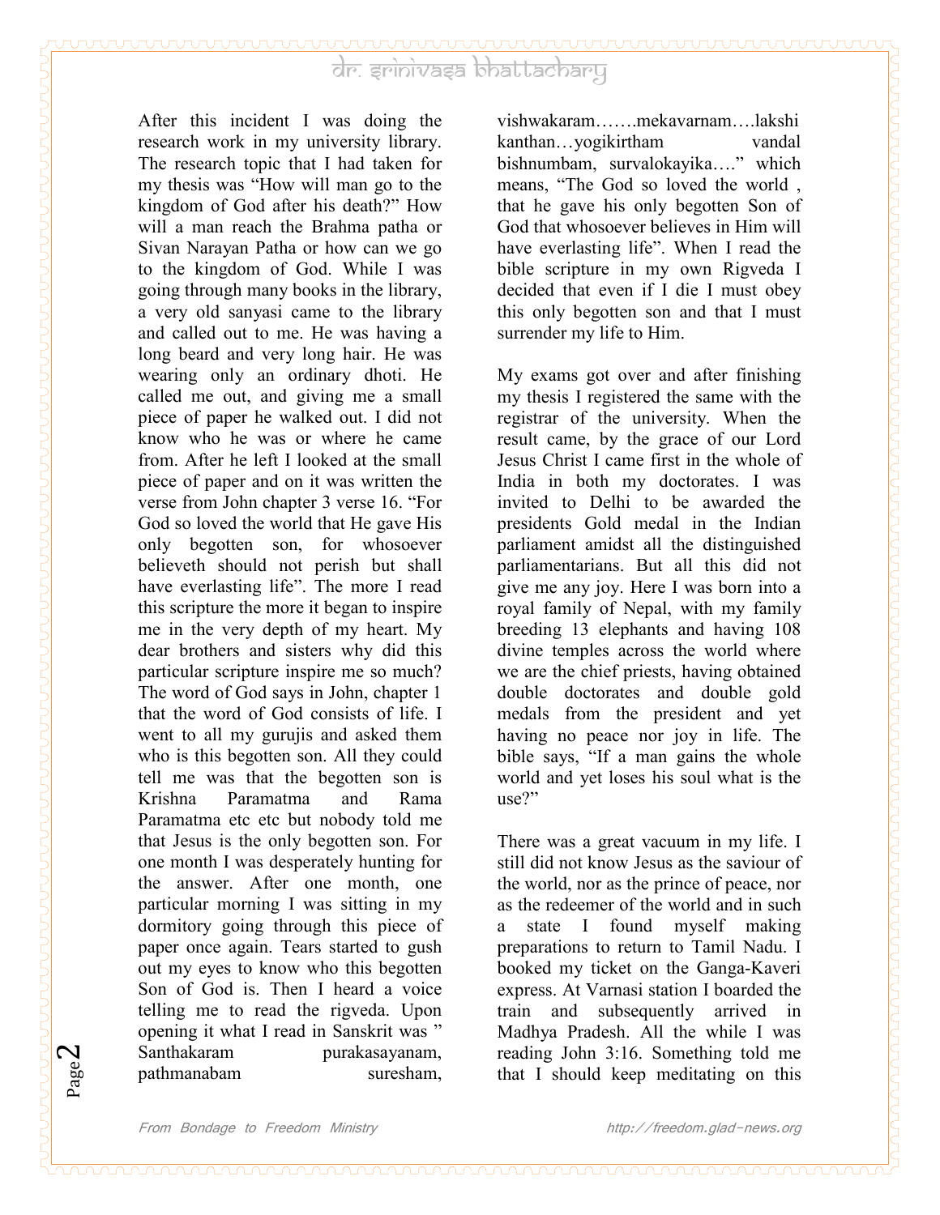After this incident I was doing the research work in my university library. The research topic that I had taken for my thesis was "How will man go to the kingdom of God after his death?" How will a man reach the Brahma patha or Sivan Narayan Patha or how can we go to the kingdom of God. While I was going through many books in the library, a very old sanyasi came to the library and called out to me. He was having a long beard and very long hair. He was wearing only an ordinary dhoti. He called me out, and giving me a small piece of paper he walked out. I did not know who he was or where he came from. After he left I looked at the small piece of paper and on it was written the verse from John chapter 3 verse 16. "For God so loved the world that He gave His only begotten son, for whosoever believeth should not perish but shall have everlasting life". The more I read this scripture the more it began to inspire me in the very depth of my heart. My dear brothers and sisters why did this particular scripture inspire me so much? The word of God says in John, chapter 1 that the word of God consists of life. I went to all my gurujis and asked them who is this begotten son. All they could tell me was that the begotten son is Krishna Paramatma and Rama Paramatma etc etc but nobody told me that Jesus is the only begotten son. For one month I was desperately hunting for the answer. After one month, one particular morning I was sitting in my dormitory going through this piece of paper once again. Tears started to gush out my eyes to know who this begotten Son of God is. Then I heard a voice telling me to read the rigveda. Upon opening it what I read in Sanskrit was " Santhakaram purakasayanam, pathmanabam suresham, vishwakaram…….mekavarnam….lakshi kanthan…yogikirtham vandal bishnumbam, survalokayika…." which means, "The God so loved the world , that he gave his only begotten Son of God that whosoever believes in Him will have everlasting life". When I read the bible scripture in my own Rigveda I decided that even if I die I must obey this only begotten son and that I must surrender my life to Him.

My exams got over and after finishing my thesis I registered the same with the registrar of the university. When the result came, by the grace of our Lord Jesus Christ I came first in the whole of India in both my doctorates. I was invited to Delhi to be awarded the presidents Gold medal in the Indian parliament amidst all the distinguished parliamentarians. But all this did not give me any joy. Here I was born into a royal family of Nepal, with my family breeding 13 elephants and having 108 divine temples across the world where we are the chief priests, having obtained double doctorates and double gold medals from the president and yet having no peace nor joy in life. The bible says, "If a man gains the whole world and yet loses his soul what is the use?"

There was a great vacuum in my life. I still did not know Jesus as the saviour of the world, nor as the prince of peace, nor as the redeemer of the world and in such a state I found myself making preparations to return to Tamil Nadu. I booked my ticket on the Ganga-Kaveri express. At Varnasi station I boarded the train and subsequently arrived in Madhya Pradesh. All the while I was reading John 3:16. Something told me that I should keep meditating on this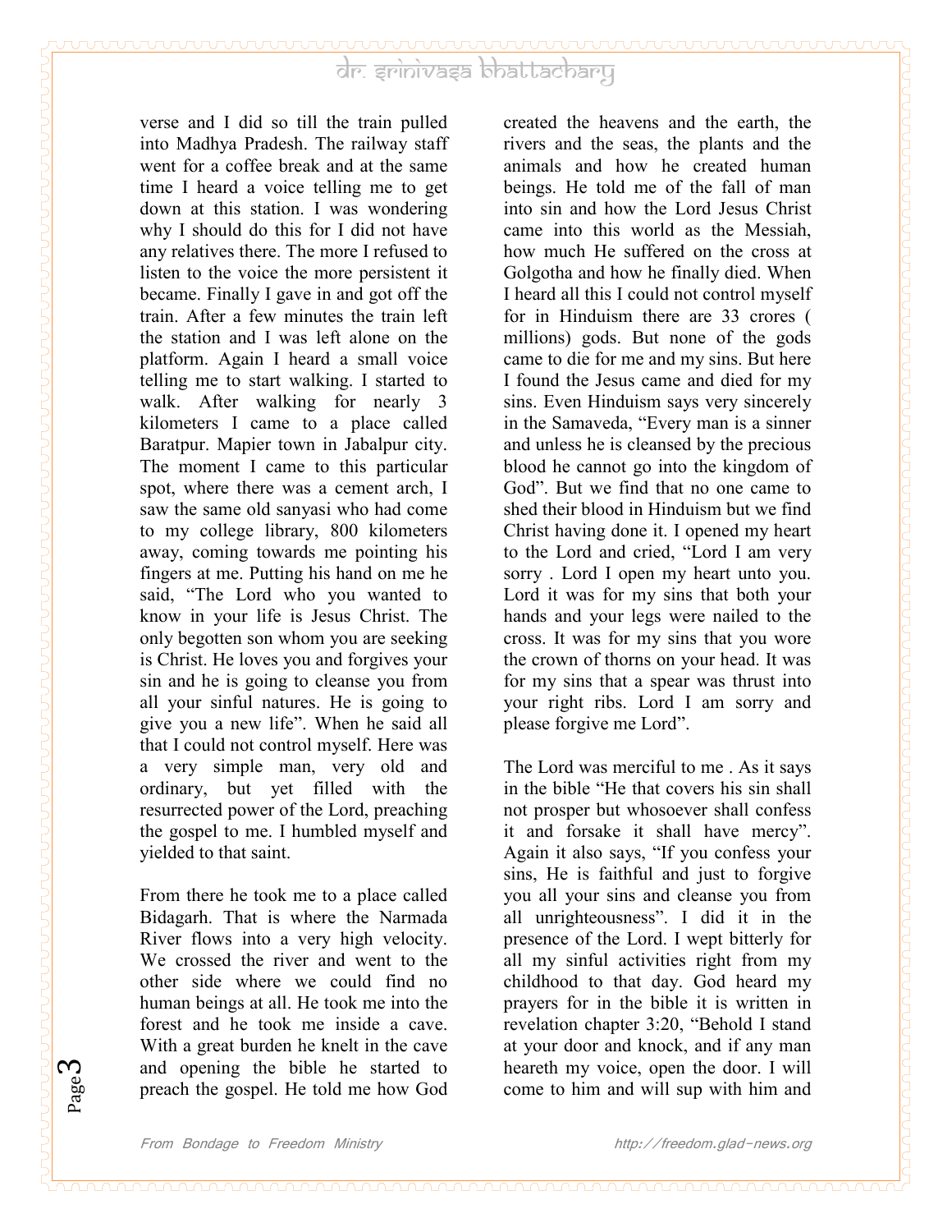verse and I did so till the train pulled into Madhya Pradesh. The railway staff went for a coffee break and at the same time I heard a voice telling me to get down at this station. I was wondering why I should do this for I did not have any relatives there. The more I refused to listen to the voice the more persistent it became. Finally I gave in and got off the train. After a few minutes the train left the station and I was left alone on the platform. Again I heard a small voice telling me to start walking. I started to walk. After walking for nearly 3 kilometers I came to a place called Baratpur. Mapier town in Jabalpur city. The moment I came to this particular spot, where there was a cement arch, I saw the same old sanyasi who had come to my college library, 800 kilometers away, coming towards me pointing his fingers at me. Putting his hand on me he said, "The Lord who you wanted to know in your life is Jesus Christ. The only begotten son whom you are seeking is Christ. He loves you and forgives your sin and he is going to cleanse you from all your sinful natures. He is going to give you a new life". When he said all that I could not control myself. Here was a very simple man, very old and ordinary, but yet filled with the resurrected power of the Lord, preaching the gospel to me. I humbled myself and yielded to that saint.

From there he took me to a place called Bidagarh. That is where the Narmada River flows into a very high velocity. We crossed the river and went to the other side where we could find no human beings at all. He took me into the forest and he took me inside a cave. With a great burden he knelt in the cave and opening the bible he started to preach the gospel. He told me how God created the heavens and the earth, the rivers and the seas, the plants and the animals and how he created human beings. He told me of the fall of man into sin and how the Lord Jesus Christ came into this world as the Messiah, how much He suffered on the cross at Golgotha and how he finally died. When I heard all this I could not control myself for in Hinduism there are 33 crores ( millions) gods. But none of the gods came to die for me and my sins. But here I found the Jesus came and died for my sins. Even Hinduism says very sincerely in the Samaveda, "Every man is a sinner and unless he is cleansed by the precious blood he cannot go into the kingdom of God". But we find that no one came to shed their blood in Hinduism but we find Christ having done it. I opened my heart to the Lord and cried, "Lord I am very sorry . Lord I open my heart unto you. Lord it was for my sins that both your hands and your legs were nailed to the cross. It was for my sins that you wore the crown of thorns on your head. It was for my sins that a spear was thrust into your right ribs. Lord I am sorry and please forgive me Lord".

The Lord was merciful to me . As it says in the bible "He that covers his sin shall not prosper but whosoever shall confess it and forsake it shall have mercy". Again it also says, "If you confess your sins, He is faithful and just to forgive you all your sins and cleanse you from all unrighteousness". I did it in the presence of the Lord. I wept bitterly for all my sinful activities right from my childhood to that day. God heard my prayers for in the bible it is written in revelation chapter 3:20, "Behold I stand at your door and knock, and if any man heareth my voice, open the door. I will come to him and will sup with him and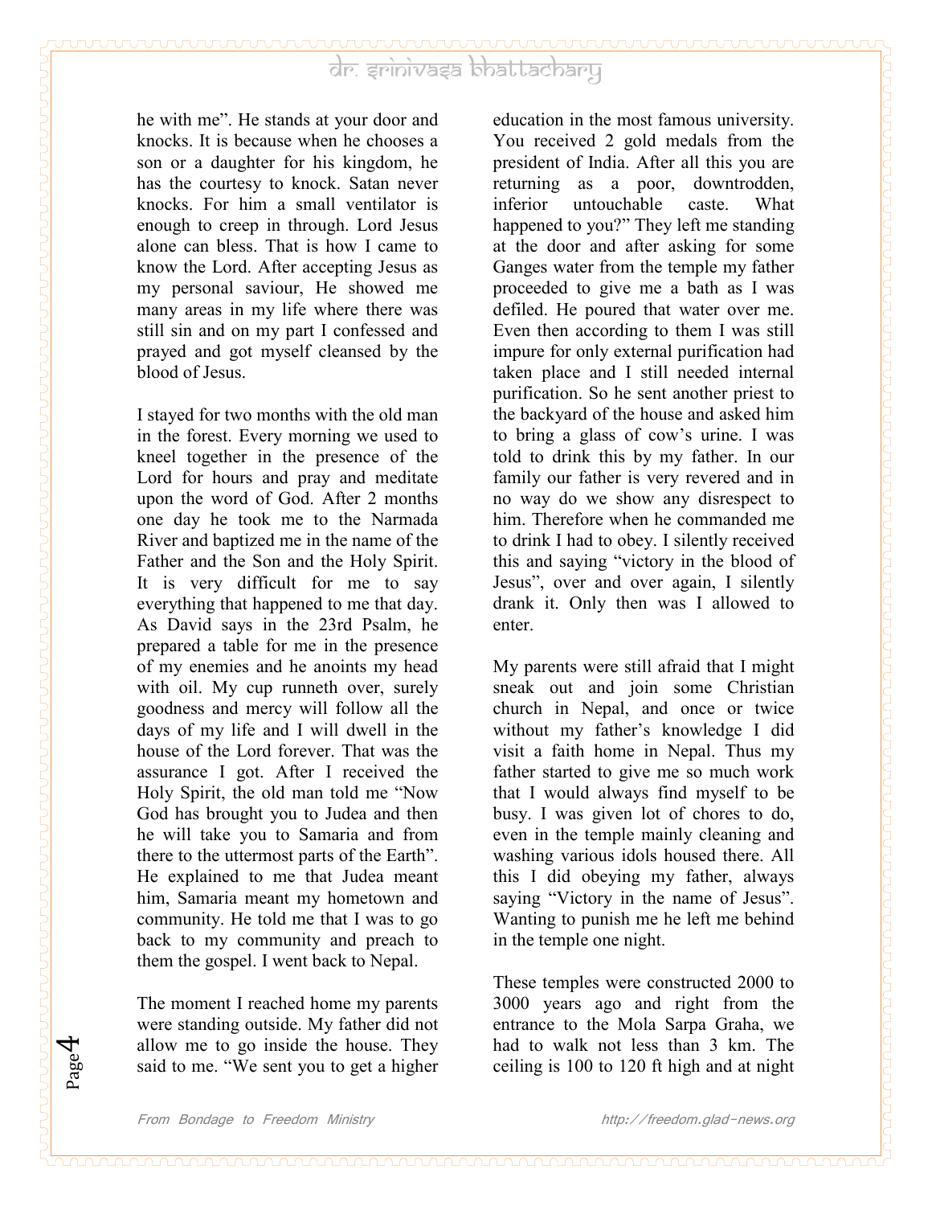he with me". He stands at your door and knocks. It is because when he chooses a son or a daughter for his kingdom, he has the courtesy to knock. Satan never knocks. For him a small ventilator is enough to creep in through. Lord Jesus alone can bless. That is how I came to know the Lord. After accepting Jesus as my personal saviour, He showed me many areas in my life where there was still sin and on my part I confessed and prayed and got myself cleansed by the blood of Jesus.

I stayed for two months with the old man in the forest. Every morning we used to kneel together in the presence of the Lord for hours and pray and meditate upon the word of God. After 2 months one day he took me to the Narmada River and baptized me in the name of the Father and the Son and the Holy Spirit. It is very difficult for me to say everything that happened to me that day. As David says in the 23rd Psalm, he prepared a table for me in the presence of my enemies and he anoints my head with oil. My cup runneth over, surely goodness and mercy will follow all the days of my life and I will dwell in the house of the Lord forever. That was the assurance I got. After I received the Holy Spirit, the old man told me "Now God has brought you to Judea and then he will take you to Samaria and from there to the uttermost parts of the Earth". He explained to me that Judea meant him, Samaria meant my hometown and community. He told me that I was to go back to my community and preach to them the gospel. I went back to Nepal.

The moment I reached home my parents were standing outside. My father did not allow me to go inside the house. They said to me. "We sent you to get a higher education in the most famous university. You received 2 gold medals from the president of India. After all this you are returning as a poor, downtrodden, inferior untouchable caste. What happened to you?" They left me standing at the door and after asking for some Ganges water from the temple my father proceeded to give me a bath as I was defiled. He poured that water over me. Even then according to them I was still impure for only external purification had taken place and I still needed internal purification. So he sent another priest to the backyard of the house and asked him to bring a glass of cow's urine. I was told to drink this by my father. In our family our father is very revered and in no way do we show any disrespect to him. Therefore when he commanded me to drink I had to obey. I silently received this and saying "victory in the blood of Jesus", over and over again, I silently drank it. Only then was I allowed to enter.

My parents were still afraid that I might sneak out and join some Christian church in Nepal, and once or twice without my father's knowledge I did visit a faith home in Nepal. Thus my father started to give me so much work that I would always find myself to be busy. I was given lot of chores to do, even in the temple mainly cleaning and washing various idols housed there. All this I did obeying my father, always saying "Victory in the name of Jesus". Wanting to punish me he left me behind in the temple one night.

These temples were constructed 2000 to 3000 years ago and right from the entrance to the Mola Sarpa Graha, we had to walk not less than 3 km. The ceiling is 100 to 120 ft high and at night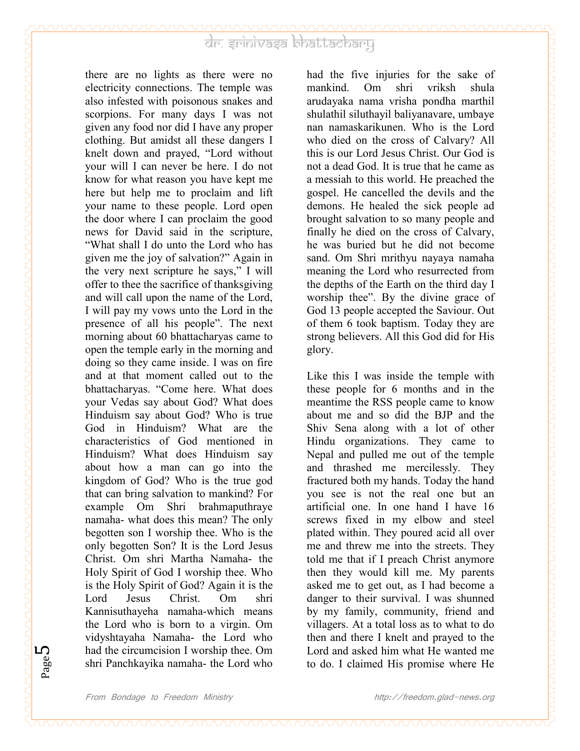there are no lights as there were no electricity connections. The temple was also infested with poisonous snakes and scorpions. For many days I was not given any food nor did I have any proper clothing. But amidst all these dangers I knelt down and prayed, "Lord without your will I can never be here. I do not know for what reason you have kept me here but help me to proclaim and lift your name to these people. Lord open the door where I can proclaim the good news for David said in the scripture, "What shall I do unto the Lord who has given me the joy of salvation?" Again in the very next scripture he says," I will offer to thee the sacrifice of thanksgiving and will call upon the name of the Lord, I will pay my vows unto the Lord in the presence of all his people". The next morning about 60 bhattacharyas came to open the temple early in the morning and doing so they came inside. I was on fire and at that moment called out to the bhattacharyas. "Come here. What does your Vedas say about God? What does Hinduism say about God? Who is true God in Hinduism? What are the characteristics of God mentioned in Hinduism? What does Hinduism say about how a man can go into the kingdom of God? Who is the true god that can bring salvation to mankind? For example Om Shri brahmaputhraye namaha- what does this mean? The only begotten son I worship thee. Who is the only begotten Son? It is the Lord Jesus Christ. Om shri Martha Namaha- the Holy Spirit of God I worship thee. Who is the Holy Spirit of God? Again it is the Lord Jesus Christ. Om shri Kannisuthayeha namaha-which means the Lord who is born to a virgin. Om vidyshtayaha Namaha- the Lord who had the circumcision I worship thee. Om shri Panchkayika namaha- the Lord who had the five injuries for the sake of mankind. Om shri vriksh shula arudayaka nama vrisha pondha marthil shulathil siluthayil baliyanavare, umbaye nan namaskarikunen. Who is the Lord who died on the cross of Calvary? All this is our Lord Jesus Christ. Our God is not a dead God. It is true that he came as a messiah to this world. He preached the gospel. He cancelled the devils and the demons. He healed the sick people ad brought salvation to so many people and finally he died on the cross of Calvary, he was buried but he did not become sand. Om Shri mrithyu nayaya namaha meaning the Lord who resurrected from the depths of the Earth on the third day I worship thee". By the divine grace of God 13 people accepted the Saviour. Out of them 6 took baptism. Today they are strong believers. All this God did for His glory.

Like this I was inside the temple with these people for 6 months and in the meantime the RSS people came to know about me and so did the BJP and the Shiv Sena along with a lot of other Hindu organizations. They came to Nepal and pulled me out of the temple and thrashed me mercilessly. They fractured both my hands. Today the hand you see is not the real one but an artificial one. In one hand I have 16 screws fixed in my elbow and steel plated within. They poured acid all over me and threw me into the streets. They told me that if I preach Christ anymore then they would kill me. My parents asked me to get out, as I had become a danger to their survival. I was shunned by my family, community, friend and villagers. At a total loss as to what to do then and there I knelt and prayed to the Lord and asked him what He wanted me to do. I claimed His promise where He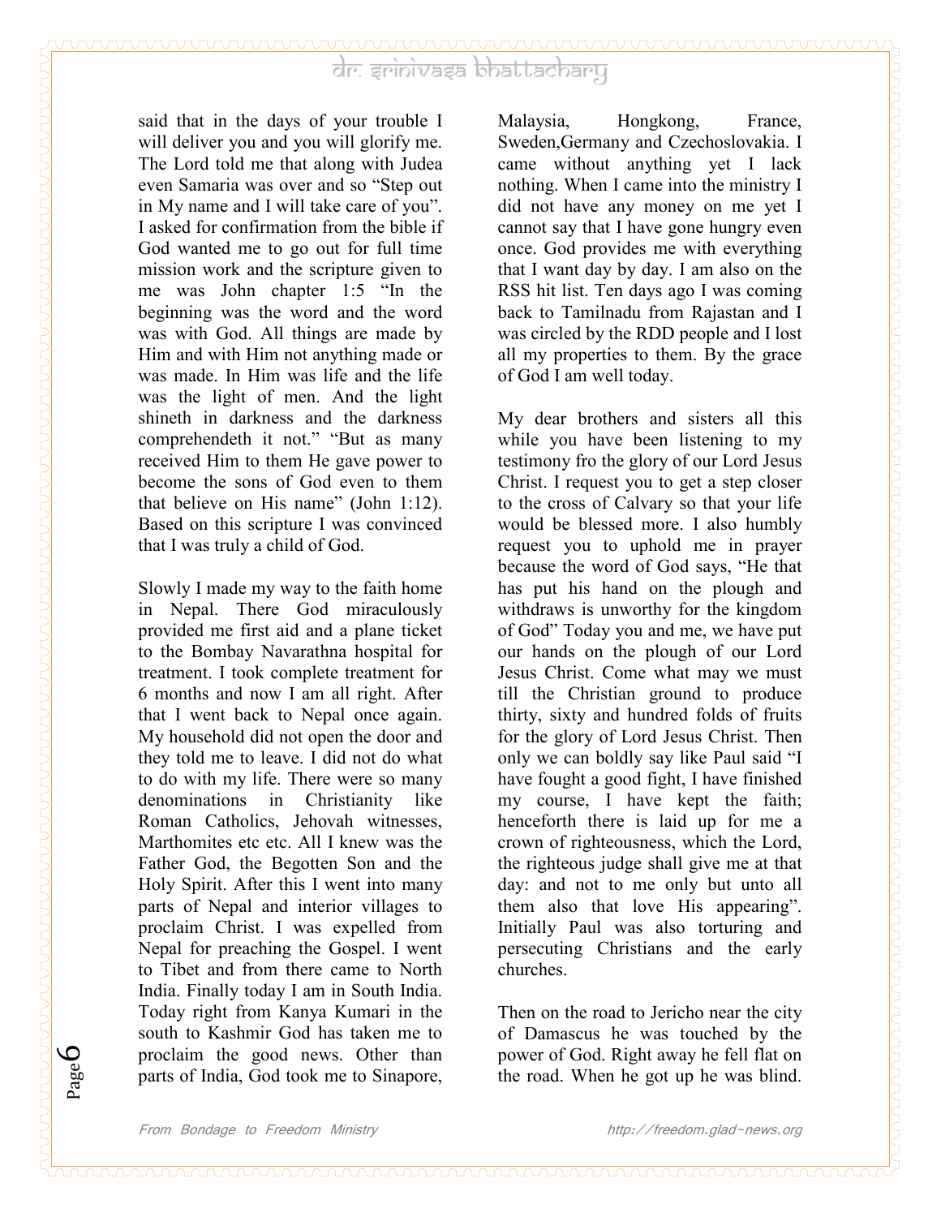said that in the days of your trouble I will deliver you and you will glorify me. The Lord told me that along with Judea even Samaria was over and so "Step out in My name and I will take care of you". I asked for confirmation from the bible if God wanted me to go out for full time mission work and the scripture given to me was John chapter 1:5 "In the beginning was the word and the word was with God. All things are made by Him and with Him not anything made or was made. In Him was life and the life was the light of men. And the light shineth in darkness and the darkness comprehendeth it not." "But as many received Him to them He gave power to become the sons of God even to them that believe on His name" (John 1:12). Based on this scripture I was convinced that I was truly a child of God.

Slowly I made my way to the faith home in Nepal. There God miraculously provided me first aid and a plane ticket to the Bombay Navarathna hospital for treatment. I took complete treatment for 6 months and now I am all right. After that I went back to Nepal once again. My household did not open the door and they told me to leave. I did not do what to do with my life. There were so many denominations in Christianity like Roman Catholics, Jehovah witnesses, Marthomites etc etc. All I knew was the Father God, the Begotten Son and the Holy Spirit. After this I went into many parts of Nepal and interior villages to proclaim Christ. I was expelled from Nepal for preaching the Gospel. I went to Tibet and from there came to North India. Finally today I am in South India. Today right from Kanya Kumari in the south to Kashmir God has taken me to proclaim the good news. Other than parts of India, God took me to Sinapore, Malaysia, Hongkong, France, Sweden,Germany and Czechoslovakia. I came without anything yet I lack nothing. When I came into the ministry I did not have any money on me yet I cannot say that I have gone hungry even once. God provides me with everything that I want day by day. I am also on the RSS hit list. Ten days ago I was coming back to Tamilnadu from Rajastan and I was circled by the RDD people and I lost all my properties to them. By the grace of God I am well today.

My dear brothers and sisters all this while you have been listening to my testimony fro the glory of our Lord Jesus Christ. I request you to get a step closer to the cross of Calvary so that your life would be blessed more. I also humbly request you to uphold me in prayer because the word of God says, "He that has put his hand on the plough and withdraws is unworthy for the kingdom of God" Today you and me, we have put our hands on the plough of our Lord Jesus Christ. Come what may we must till the Christian ground to produce thirty, sixty and hundred folds of fruits for the glory of Lord Jesus Christ. Then only we can boldly say like Paul said "I have fought a good fight, I have finished my course, I have kept the faith; henceforth there is laid up for me a crown of righteousness, which the Lord, the righteous judge shall give me at that day: and not to me only but unto all them also that love His appearing". Initially Paul was also torturing and persecuting Christians and the early churches.

Then on the road to Jericho near the city of Damascus he was touched by the power of God. Right away he fell flat on the road. When he got up he was blind.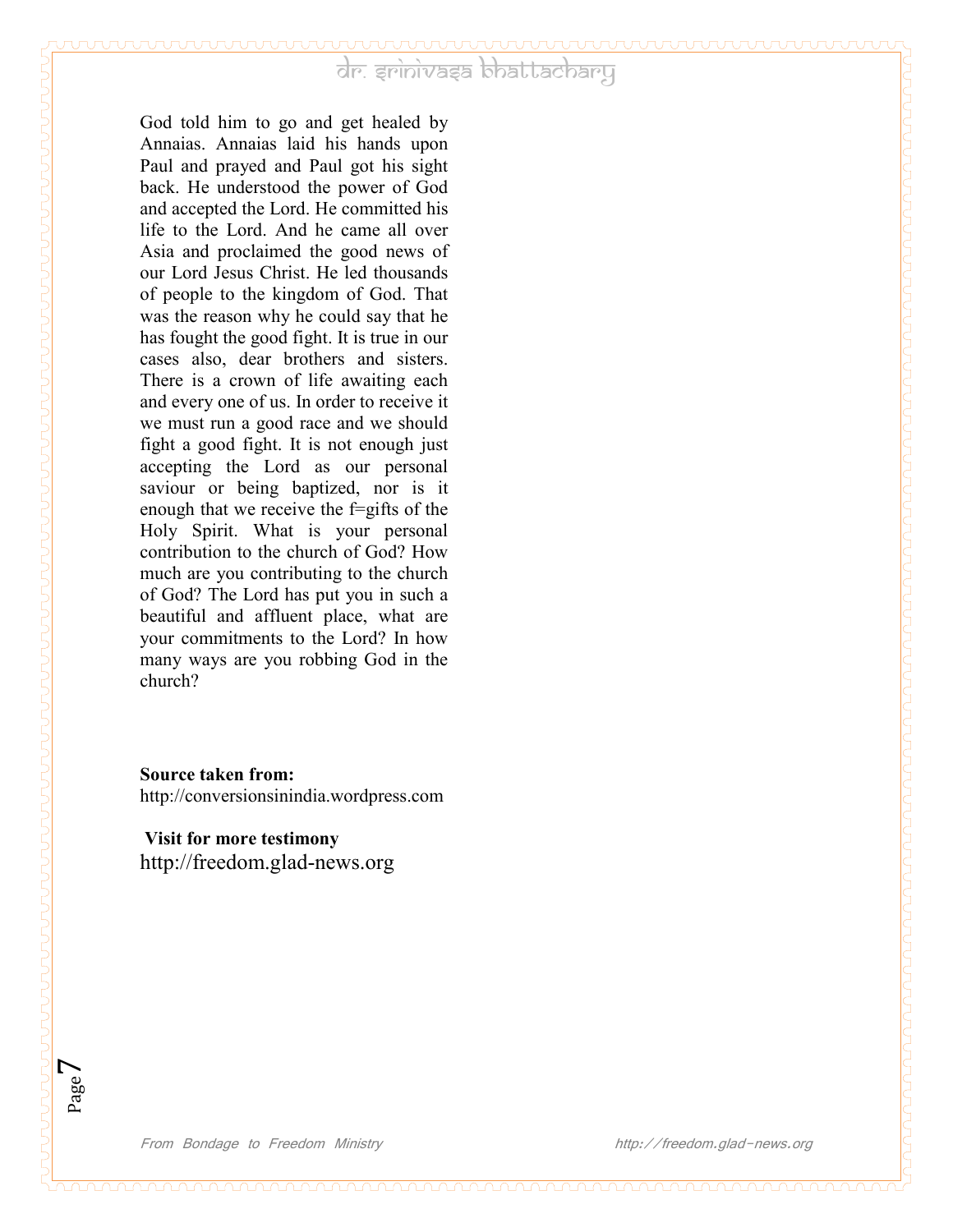God told him to go and get healed by Annaias. Annaias laid his hands upon Paul and prayed and Paul got his sight back. He understood the power of God and accepted the Lord. He committed his life to the Lord. And he came all over Asia and proclaimed the good news of our Lord Jesus Christ. He led thousands of people to the kingdom of God. That was the reason why he could say that he has fought the good fight. It is true in our cases also, dear brothers and sisters. There is a crown of life awaiting each and every one of us. In order to receive it we must run a good race and we should fight a good fight. It is not enough just accepting the Lord as our personal saviour or being baptized, nor is it enough that we receive the f=gifts of the Holy Spirit. What is your personal contribution to the church of God? How much are you contributing to the church of God? The Lord has put you in such a beautiful and affluent place, what are your commitments to the Lord? In how many ways are you robbing God in the church?

**Source taken from:**
http://conversionsinindia.wordpress.com

**Visit for more testimony**
http://freedom.glad-news.org